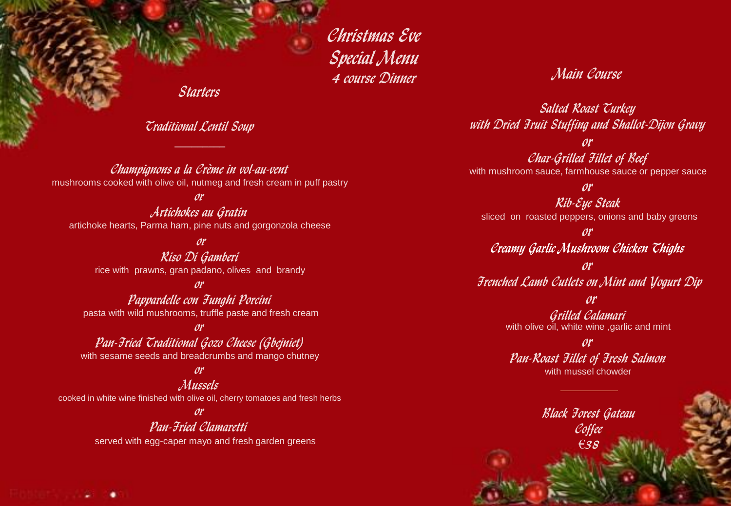# Christmas Eve Special Menu

### 4 course Dinner

## Starters

### Traditional Lentil Soup

---

### Champignons a la Crème in vol-au-vent
mushrooms cooked with olive oil, nutmeg and fresh cream in puff pastry

*or*

### Artichokes au Gratin
artichoke hearts, Parma ham, pine nuts and gorgonzola cheese

*or*

### Riso Di Gamberi
rice with prawns, gran padano, olives and brandy

*or*

### Pappardelle con Funghi Porcini
pasta with wild mushrooms, truffle paste and fresh cream

*or*

### Pan-Fried Traditional Gozo Cheese (Gbejniet)
with sesame seeds and breadcrumbs and mango chutney

*or*

### Mussels
cooked in white wine finished with olive oil, cherry tomatoes and fresh herbs

*or*

### Pan-Fried Clamaretti
served with egg-caper mayo and fresh garden greens

## Main Course

### Salted Roast Turkey
### with Dried Fruit Stuffing and Shallot-Dijon Gravy

*or*

### Char-Grilled Fillet of Beef
with mushroom sauce, farmhouse sauce or pepper sauce

*or*

### Rib-Eye Steak
sliced on roasted peppers, onions and baby greens

*or*

### Creamy Garlic Mushroom Chicken Thighs

*or*

### Frenched Lamb Cutlets on Mint and Yogurt Dip

*or*

### Grilled Calamari
with olive oil, white wine ,garlic and mint

*or*

### Pan-Roast Fillet of Fresh Salmon
with mussel chowder

---

### Black Forest Gateau
### Coffee
### €38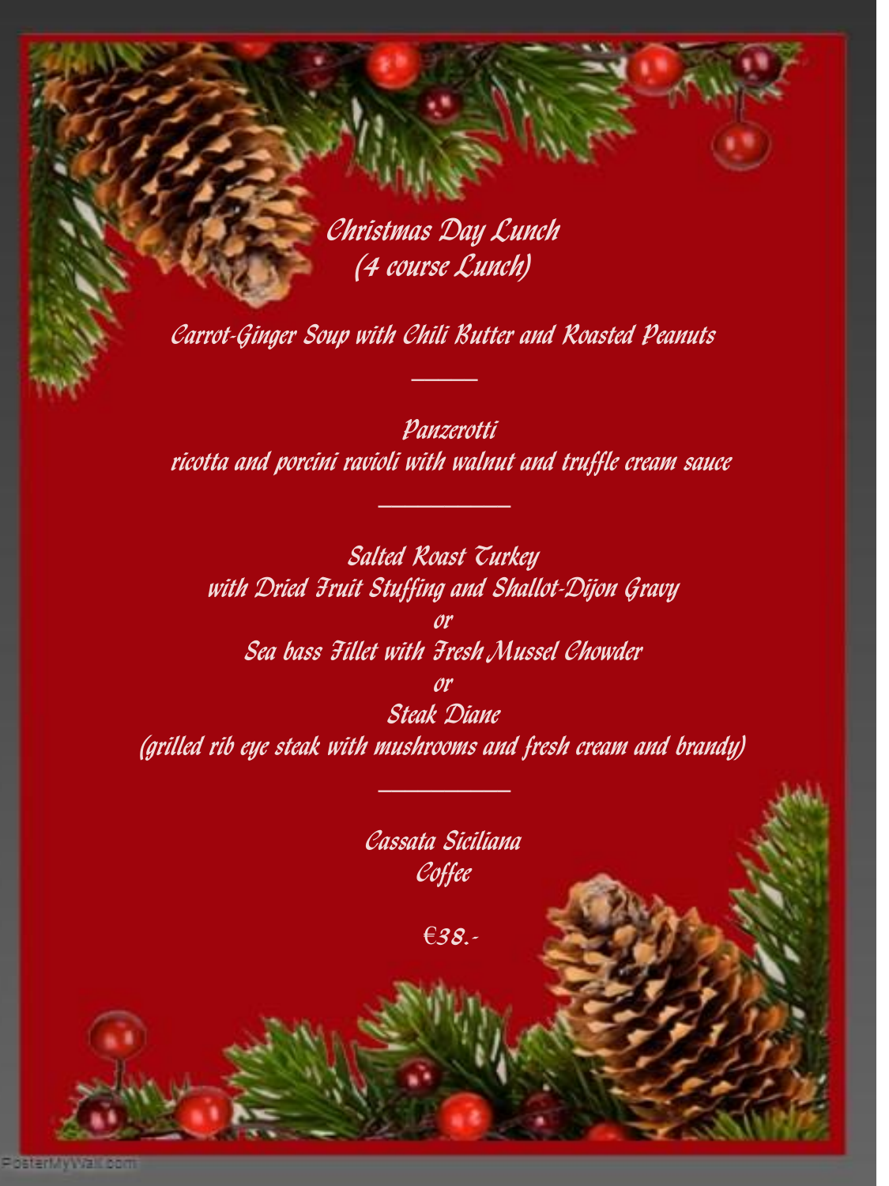# Christmas Day Lunch
## (4 course Lunch)

Carrot-Ginger Soup with Chili Butter and Roasted Peanuts

---

Panzerotti
ricotta and porcini ravioli with walnut and truffle cream sauce

---

Salted Roast Turkey
with Dried Fruit Stuffing and Shallot-Dijon Gravy
or
Sea bass Fillet with Fresh Mussel Chowder
or
Steak Diane
(grilled rib eye steak with mushrooms and fresh cream and brandy)

---

Cassata Siciliana
Coffee

€38.-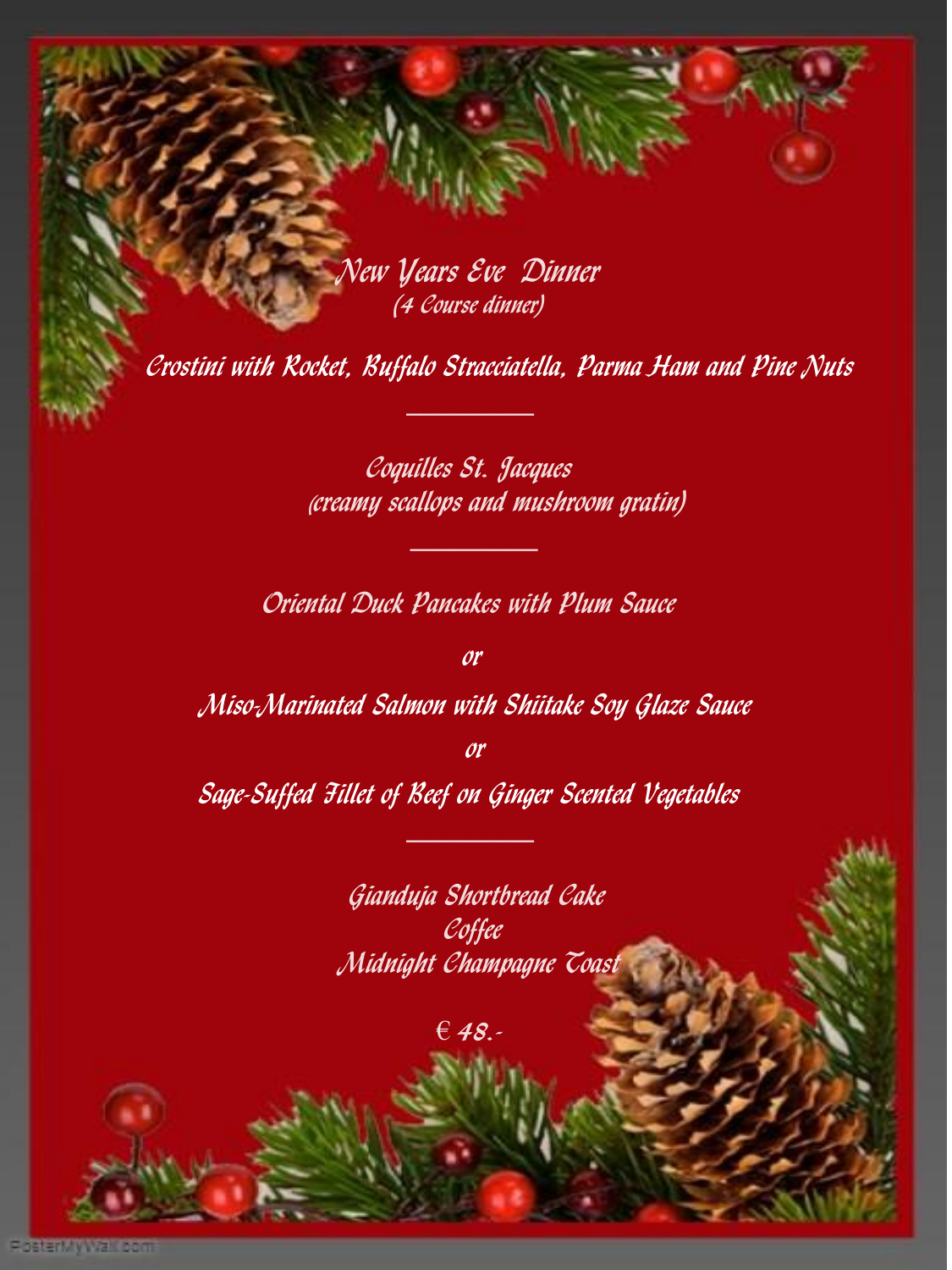# New Years Eve Dinner

*(4 Course dinner)*

Crostini with Rocket, Buffalo Stracciatella, Parma Ham and Pine Nuts

---

Coquilles St. Jacques

(creamy scallops and mushroom gratin)

---

Oriental Duck Pancakes with Plum Sauce

or

Miso-Marinated Salmon with Shiitake Soy Glaze Sauce

or

Sage-Suffed Fillet of Beef on Ginger Scented Vegetables

---

Gianduja Shortbread Cake

Coffee

Midnight Champagne Toast

€ 48.-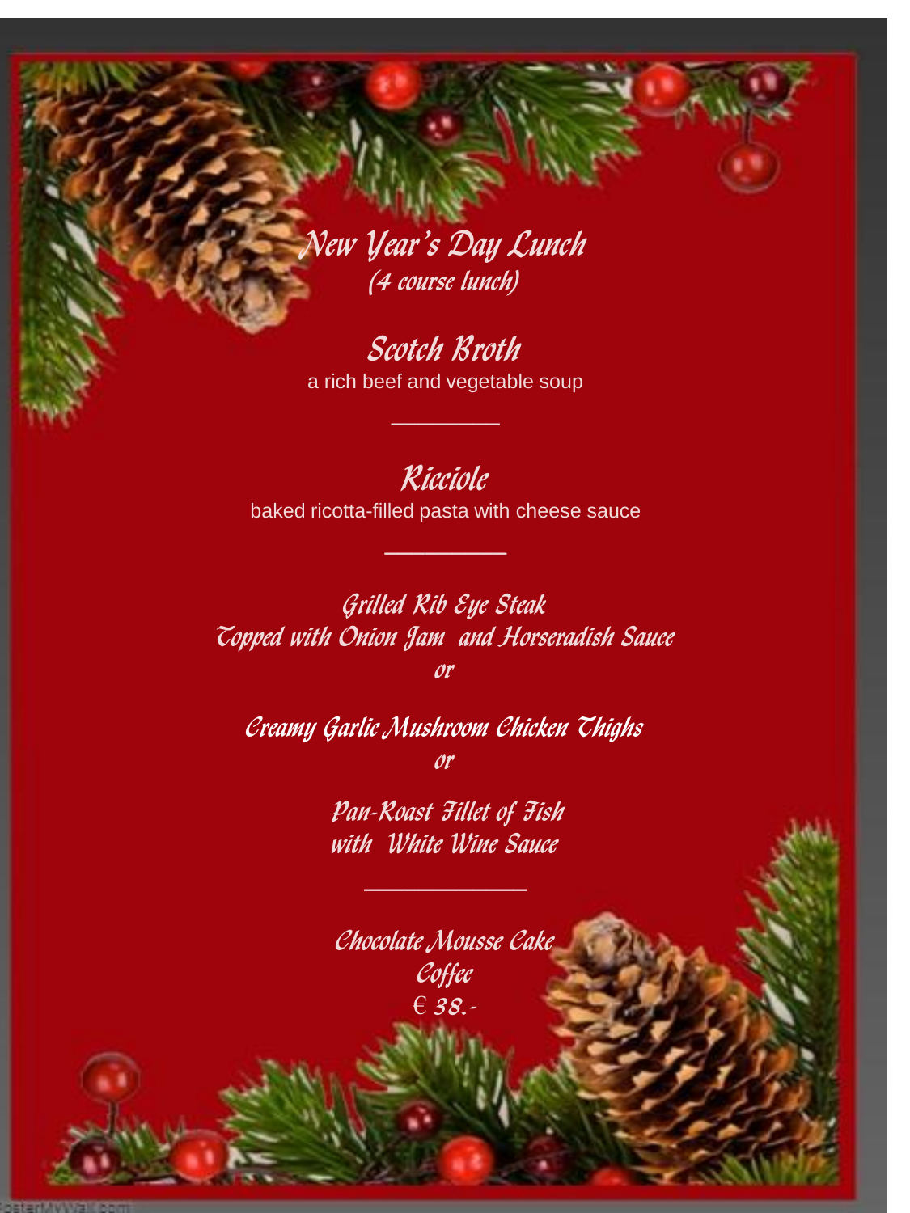# *New Year's Day Lunch*

*(4 course lunch)*

## *Scotch Broth*

a rich beef and vegetable soup

---

## *Ricciole*

baked ricotta-filled pasta with cheese sauce

---

*Grilled Rib Eye Steak*
*Topped with Onion Jam and Horseradish Sauce*

*or*

*Creamy Garlic Mushroom Chicken Thighs*

*or*

*Pan-Roast Fillet of Fish*
*with White Wine Sauce*

---

*Chocolate Mousse Cake*
*Coffee*
*€ 38.-*